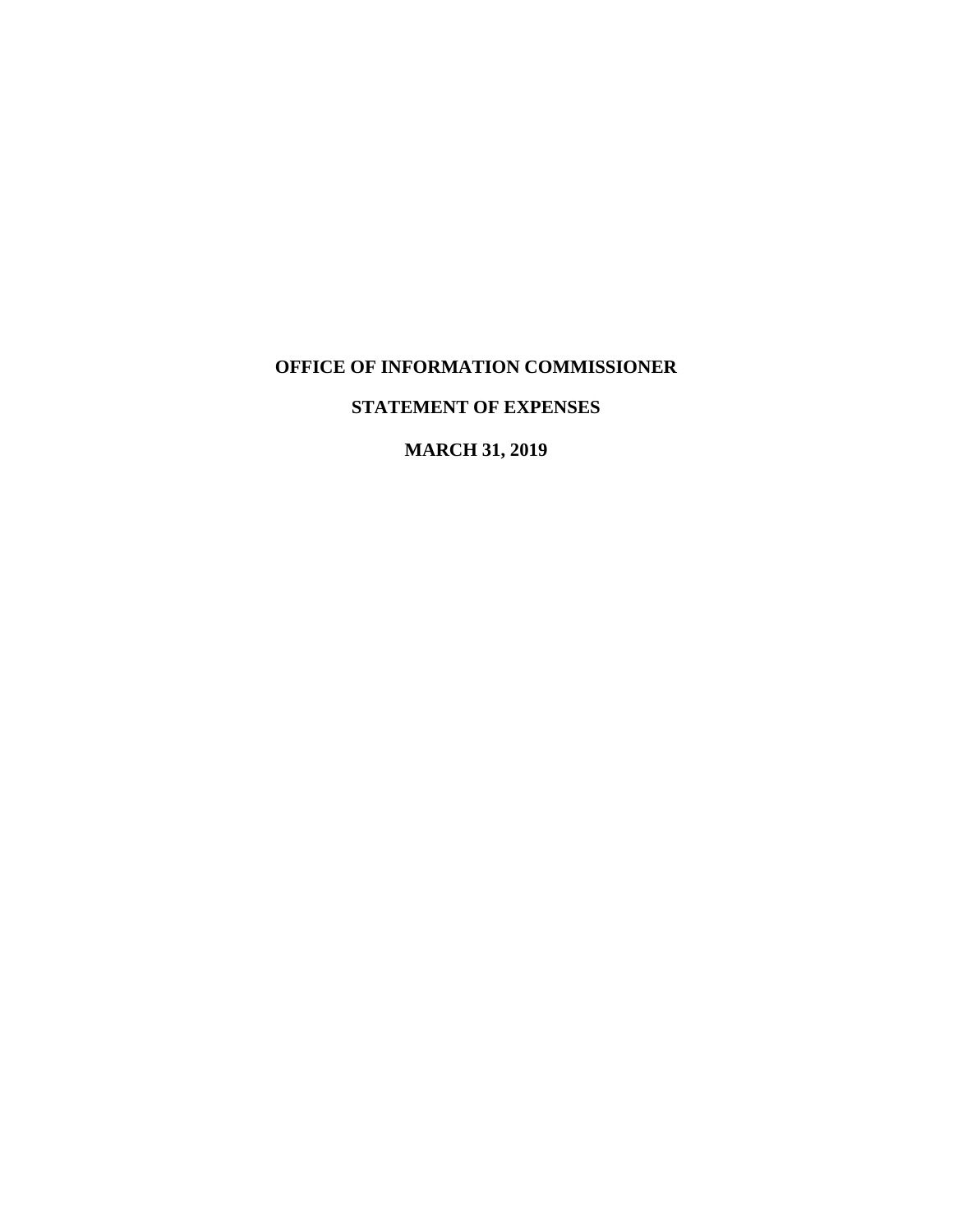# OFFICE OF INFORMATION COMMISSIONER

## STATEMENT OF EXPENSES

## MARCH 31, 2019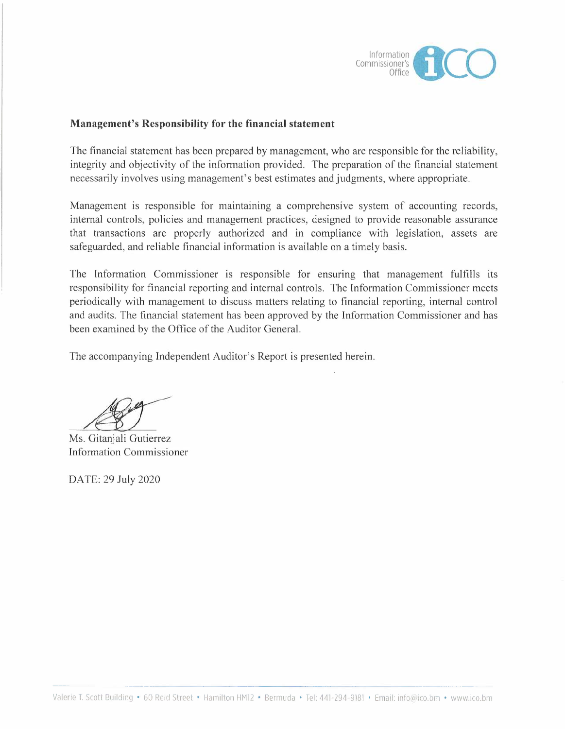## Management's Responsibility for the financial statement

The financial statement has been prepared by management, who are responsible for the reliability, integrity and objectivity of the information provided. The preparation of the financial statement necessarily involves using management's best estimates and judgments, where appropriate.

Management is responsible for maintaining a comprehensive system of accounting records, internal controls, policies and management practices, designed to provide reasonable assurance that transactions are properly authorized and in compliance with legislation, assets are safeguarded, and reliable financial information is available on a timely basis.

The Information Commissioner is responsible for ensuring that management fulfills its responsibility for financial reporting and internal controls. The Information Commissioner meets periodically with management to discuss matters relating to financial reporting, internal control and audits. The financial statement has been approved by the Information Commissioner and has been examined by the Office of the Auditor General.

The accompanying Independent Auditor's Report is presented herein.

Ms. Gitanjali Gutierrez
Information Commissioner

DATE: 29 July 2020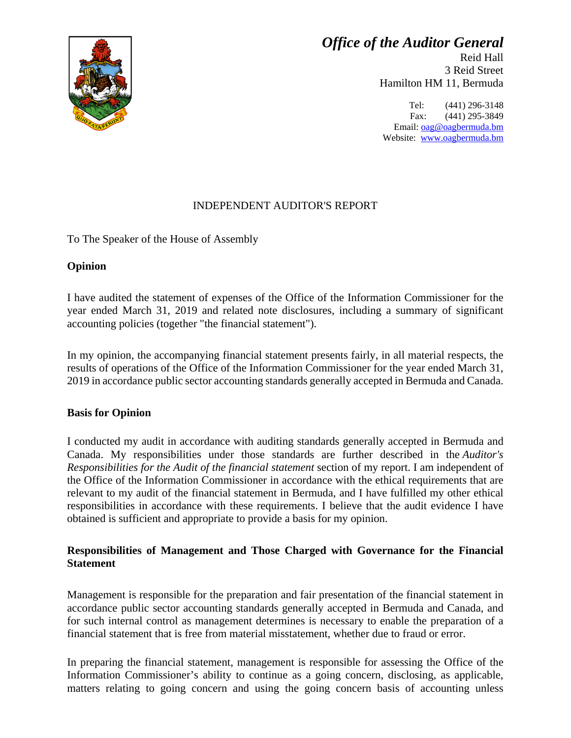## Office of the Auditor General

Reid Hall
3 Reid Street
Hamilton HM 11, Bermuda

Tel: (441) 296-3148
Fax: (441) 295-3849
Email: oag@oagbermuda.bm
Website: www.oagbermuda.bm

# INDEPENDENT AUDITOR'S REPORT

To The Speaker of the House of Assembly

**Opinion**

I have audited the statement of expenses of the Office of the Information Commissioner for the year ended March 31, 2019 and related note disclosures, including a summary of significant accounting policies (together "the financial statement").

In my opinion, the accompanying financial statement presents fairly, in all material respects, the results of operations of the Office of the Information Commissioner for the year ended March 31, 2019 in accordance public sector accounting standards generally accepted in Bermuda and Canada.

**Basis for Opinion**

I conducted my audit in accordance with auditing standards generally accepted in Bermuda and Canada. My responsibilities under those standards are further described in the *Auditor's Responsibilities for the Audit of the financial statement* section of my report. I am independent of the Office of the Information Commissioner in accordance with the ethical requirements that are relevant to my audit of the financial statement in Bermuda, and I have fulfilled my other ethical responsibilities in accordance with these requirements. I believe that the audit evidence I have obtained is sufficient and appropriate to provide a basis for my opinion.

**Responsibilities of Management and Those Charged with Governance for the Financial Statement**

Management is responsible for the preparation and fair presentation of the financial statement in accordance public sector accounting standards generally accepted in Bermuda and Canada, and for such internal control as management determines is necessary to enable the preparation of a financial statement that is free from material misstatement, whether due to fraud or error.

In preparing the financial statement, management is responsible for assessing the Office of the Information Commissioner's ability to continue as a going concern, disclosing, as applicable, matters relating to going concern and using the going concern basis of accounting unless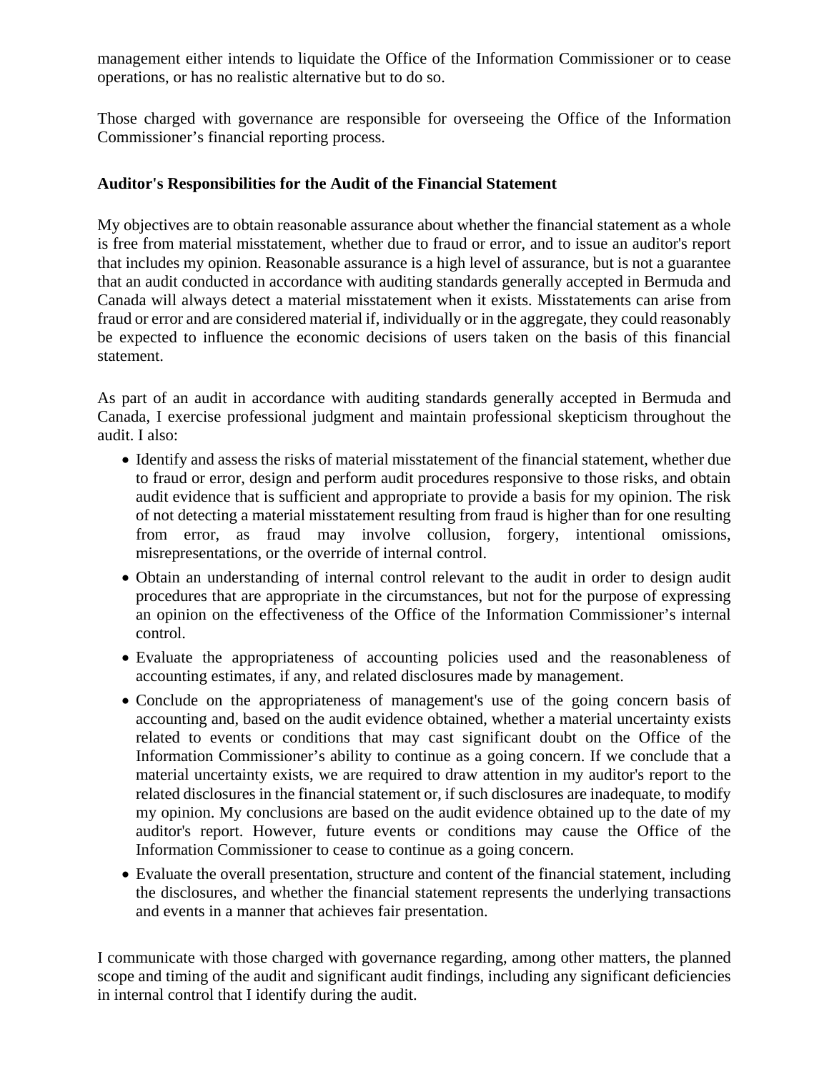management either intends to liquidate the Office of the Information Commissioner or to cease operations, or has no realistic alternative but to do so.

Those charged with governance are responsible for overseeing the Office of the Information Commissioner's financial reporting process.

**Auditor's Responsibilities for the Audit of the Financial Statement**

My objectives are to obtain reasonable assurance about whether the financial statement as a whole is free from material misstatement, whether due to fraud or error, and to issue an auditor's report that includes my opinion. Reasonable assurance is a high level of assurance, but is not a guarantee that an audit conducted in accordance with auditing standards generally accepted in Bermuda and Canada will always detect a material misstatement when it exists. Misstatements can arise from fraud or error and are considered material if, individually or in the aggregate, they could reasonably be expected to influence the economic decisions of users taken on the basis of this financial statement.

As part of an audit in accordance with auditing standards generally accepted in Bermuda and Canada, I exercise professional judgment and maintain professional skepticism throughout the audit. I also:

- Identify and assess the risks of material misstatement of the financial statement, whether due to fraud or error, design and perform audit procedures responsive to those risks, and obtain audit evidence that is sufficient and appropriate to provide a basis for my opinion. The risk of not detecting a material misstatement resulting from fraud is higher than for one resulting from error, as fraud may involve collusion, forgery, intentional omissions, misrepresentations, or the override of internal control.
- Obtain an understanding of internal control relevant to the audit in order to design audit procedures that are appropriate in the circumstances, but not for the purpose of expressing an opinion on the effectiveness of the Office of the Information Commissioner's internal control.
- Evaluate the appropriateness of accounting policies used and the reasonableness of accounting estimates, if any, and related disclosures made by management.
- Conclude on the appropriateness of management's use of the going concern basis of accounting and, based on the audit evidence obtained, whether a material uncertainty exists related to events or conditions that may cast significant doubt on the Office of the Information Commissioner's ability to continue as a going concern. If we conclude that a material uncertainty exists, we are required to draw attention in my auditor's report to the related disclosures in the financial statement or, if such disclosures are inadequate, to modify my opinion. My conclusions are based on the audit evidence obtained up to the date of my auditor's report. However, future events or conditions may cause the Office of the Information Commissioner to cease to continue as a going concern.
- Evaluate the overall presentation, structure and content of the financial statement, including the disclosures, and whether the financial statement represents the underlying transactions and events in a manner that achieves fair presentation.

I communicate with those charged with governance regarding, among other matters, the planned scope and timing of the audit and significant audit findings, including any significant deficiencies in internal control that I identify during the audit.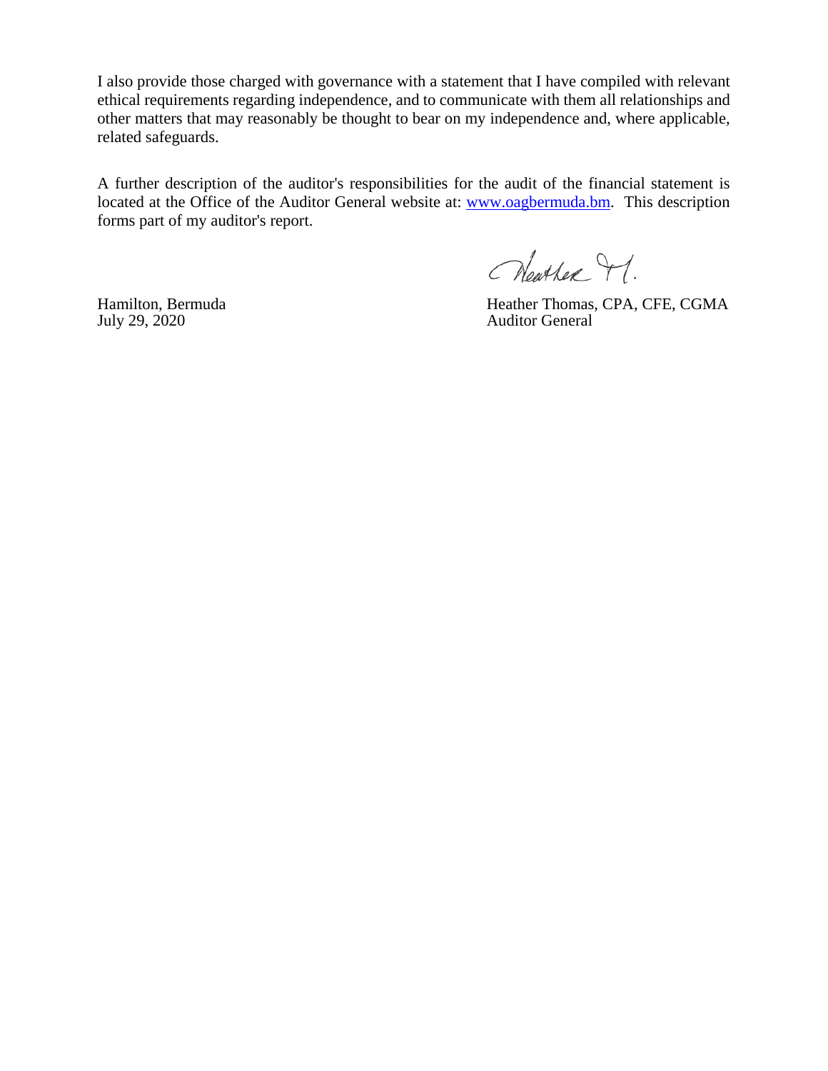I also provide those charged with governance with a statement that I have compiled with relevant ethical requirements regarding independence, and to communicate with them all relationships and other matters that may reasonably be thought to bear on my independence and, where applicable, related safeguards.

A further description of the auditor's responsibilities for the audit of the financial statement is located at the Office of the Auditor General website at: [www.oagbermuda.bm](http://www.oagbermuda.bm). This description forms part of my auditor's report.

Heather Thomas, CPA, CFE, CGMA
Auditor General

Hamilton, Bermuda
July 29, 2020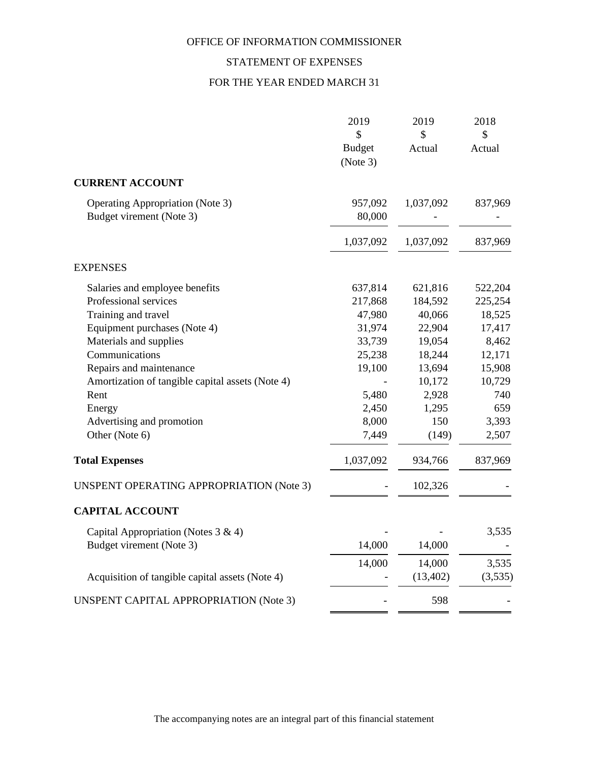OFFICE OF INFORMATION COMMISSIONER

STATEMENT OF EXPENSES

FOR THE YEAR ENDED MARCH 31

| | 2019<br>$<br>Budget<br>(Note 3) | 2019<br>$<br>Actual | 2018<br>$<br>Actual |
|---|---|---|---|
| **CURRENT ACCOUNT** | | | |
| Operating Appropriation (Note 3) | 957,092 | 1,037,092 | 837,969 |
| Budget virement (Note 3) | 80,000 | - | - |
| | 1,037,092 | 1,037,092 | 837,969 |
| EXPENSES | | | |
| Salaries and employee benefits | 637,814 | 621,816 | 522,204 |
| Professional services | 217,868 | 184,592 | 225,254 |
| Training and travel | 47,980 | 40,066 | 18,525 |
| Equipment purchases (Note 4) | 31,974 | 22,904 | 17,417 |
| Materials and supplies | 33,739 | 19,054 | 8,462 |
| Communications | 25,238 | 18,244 | 12,171 |
| Repairs and maintenance | 19,100 | 13,694 | 15,908 |
| Amortization of tangible capital assets (Note 4) | - | 10,172 | 10,729 |
| Rent | 5,480 | 2,928 | 740 |
| Energy | 2,450 | 1,295 | 659 |
| Advertising and promotion | 8,000 | 150 | 3,393 |
| Other (Note 6) | 7,449 | (149) | 2,507 |
| **Total Expenses** | 1,037,092 | 934,766 | 837,969 |
| UNSPENT OPERATING APPROPRIATION (Note 3) | - | 102,326 | - |
| **CAPITAL ACCOUNT** | | | |
| Capital Appropriation (Notes 3 & 4) | - | - | 3,535 |
| Budget virement (Note 3) | 14,000 | 14,000 | - |
| | 14,000 | 14,000 | 3,535 |
| Acquisition of tangible capital assets (Note 4) | - | (13,402) | (3,535) |
| UNSPENT CAPITAL APPROPRIATION (Note 3) | - | 598 | - |

The accompanying notes are an integral part of this financial statement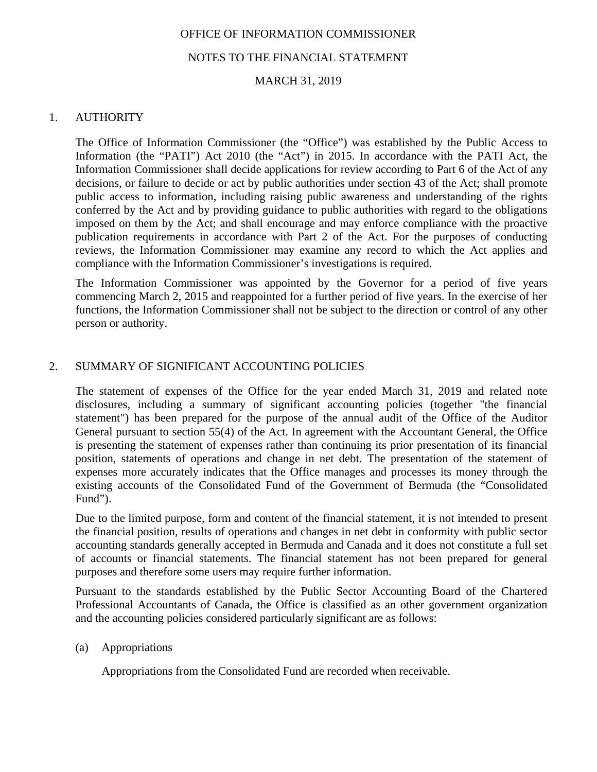OFFICE OF INFORMATION COMMISSIONER

NOTES TO THE FINANCIAL STATEMENT

MARCH 31, 2019

## 1. AUTHORITY

The Office of Information Commissioner (the "Office") was established by the Public Access to Information (the "PATI") Act 2010 (the "Act") in 2015. In accordance with the PATI Act, the Information Commissioner shall decide applications for review according to Part 6 of the Act of any decisions, or failure to decide or act by public authorities under section 43 of the Act; shall promote public access to information, including raising public awareness and understanding of the rights conferred by the Act and by providing guidance to public authorities with regard to the obligations imposed on them by the Act; and shall encourage and may enforce compliance with the proactive publication requirements in accordance with Part 2 of the Act. For the purposes of conducting reviews, the Information Commissioner may examine any record to which the Act applies and compliance with the Information Commissioner's investigations is required.

The Information Commissioner was appointed by the Governor for a period of five years commencing March 2, 2015 and reappointed for a further period of five years. In the exercise of her functions, the Information Commissioner shall not be subject to the direction or control of any other person or authority.

## 2. SUMMARY OF SIGNIFICANT ACCOUNTING POLICIES

The statement of expenses of the Office for the year ended March 31, 2019 and related note disclosures, including a summary of significant accounting policies (together "the financial statement") has been prepared for the purpose of the annual audit of the Office of the Auditor General pursuant to section 55(4) of the Act. In agreement with the Accountant General, the Office is presenting the statement of expenses rather than continuing its prior presentation of its financial position, statements of operations and change in net debt. The presentation of the statement of expenses more accurately indicates that the Office manages and processes its money through the existing accounts of the Consolidated Fund of the Government of Bermuda (the "Consolidated Fund").

Due to the limited purpose, form and content of the financial statement, it is not intended to present the financial position, results of operations and changes in net debt in conformity with public sector accounting standards generally accepted in Bermuda and Canada and it does not constitute a full set of accounts or financial statements. The financial statement has not been prepared for general purposes and therefore some users may require further information.

Pursuant to the standards established by the Public Sector Accounting Board of the Chartered Professional Accountants of Canada, the Office is classified as an other government organization and the accounting policies considered particularly significant are as follows:

### (a) Appropriations

Appropriations from the Consolidated Fund are recorded when receivable.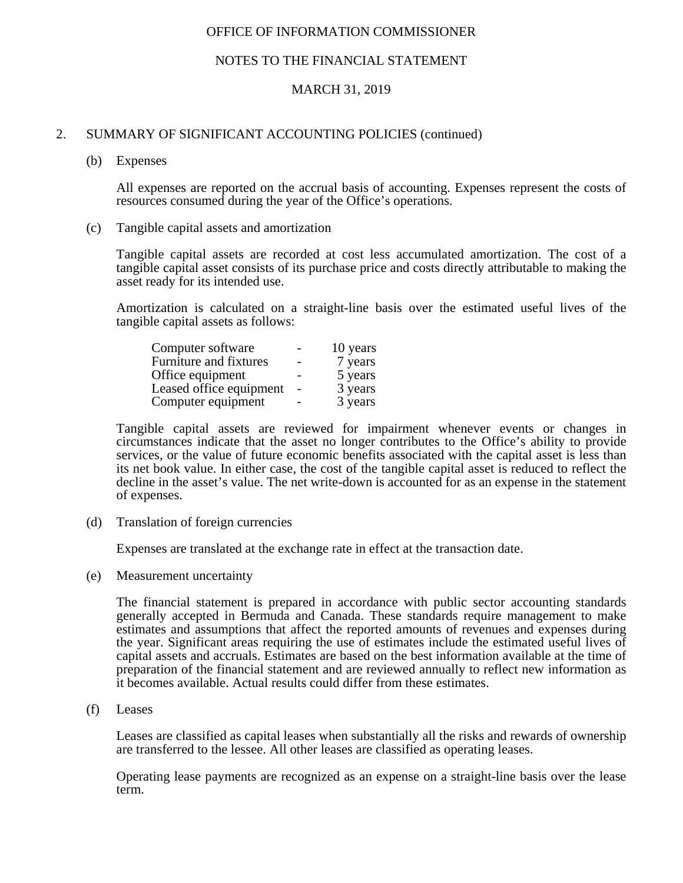OFFICE OF INFORMATION COMMISSIONER

NOTES TO THE FINANCIAL STATEMENT

MARCH 31, 2019

## 2. SUMMARY OF SIGNIFICANT ACCOUNTING POLICIES (continued)

### (b) Expenses

All expenses are reported on the accrual basis of accounting. Expenses represent the costs of resources consumed during the year of the Office's operations.

### (c) Tangible capital assets and amortization

Tangible capital assets are recorded at cost less accumulated amortization. The cost of a tangible capital asset consists of its purchase price and costs directly attributable to making the asset ready for its intended use.

Amortization is calculated on a straight-line basis over the estimated useful lives of the tangible capital assets as follows:

| | | |
|---|---|---|
| Computer software | - | 10 years |
| Furniture and fixtures | - | 7 years |
| Office equipment | - | 5 years |
| Leased office equipment | - | 3 years |
| Computer equipment | - | 3 years |

Tangible capital assets are reviewed for impairment whenever events or changes in circumstances indicate that the asset no longer contributes to the Office's ability to provide services, or the value of future economic benefits associated with the capital asset is less than its net book value. In either case, the cost of the tangible capital asset is reduced to reflect the decline in the asset's value. The net write-down is accounted for as an expense in the statement of expenses.

### (d) Translation of foreign currencies

Expenses are translated at the exchange rate in effect at the transaction date.

### (e) Measurement uncertainty

The financial statement is prepared in accordance with public sector accounting standards generally accepted in Bermuda and Canada. These standards require management to make estimates and assumptions that affect the reported amounts of revenues and expenses during the year. Significant areas requiring the use of estimates include the estimated useful lives of capital assets and accruals. Estimates are based on the best information available at the time of preparation of the financial statement and are reviewed annually to reflect new information as it becomes available. Actual results could differ from these estimates.

### (f) Leases

Leases are classified as capital leases when substantially all the risks and rewards of ownership are transferred to the lessee. All other leases are classified as operating leases.

Operating lease payments are recognized as an expense on a straight-line basis over the lease term.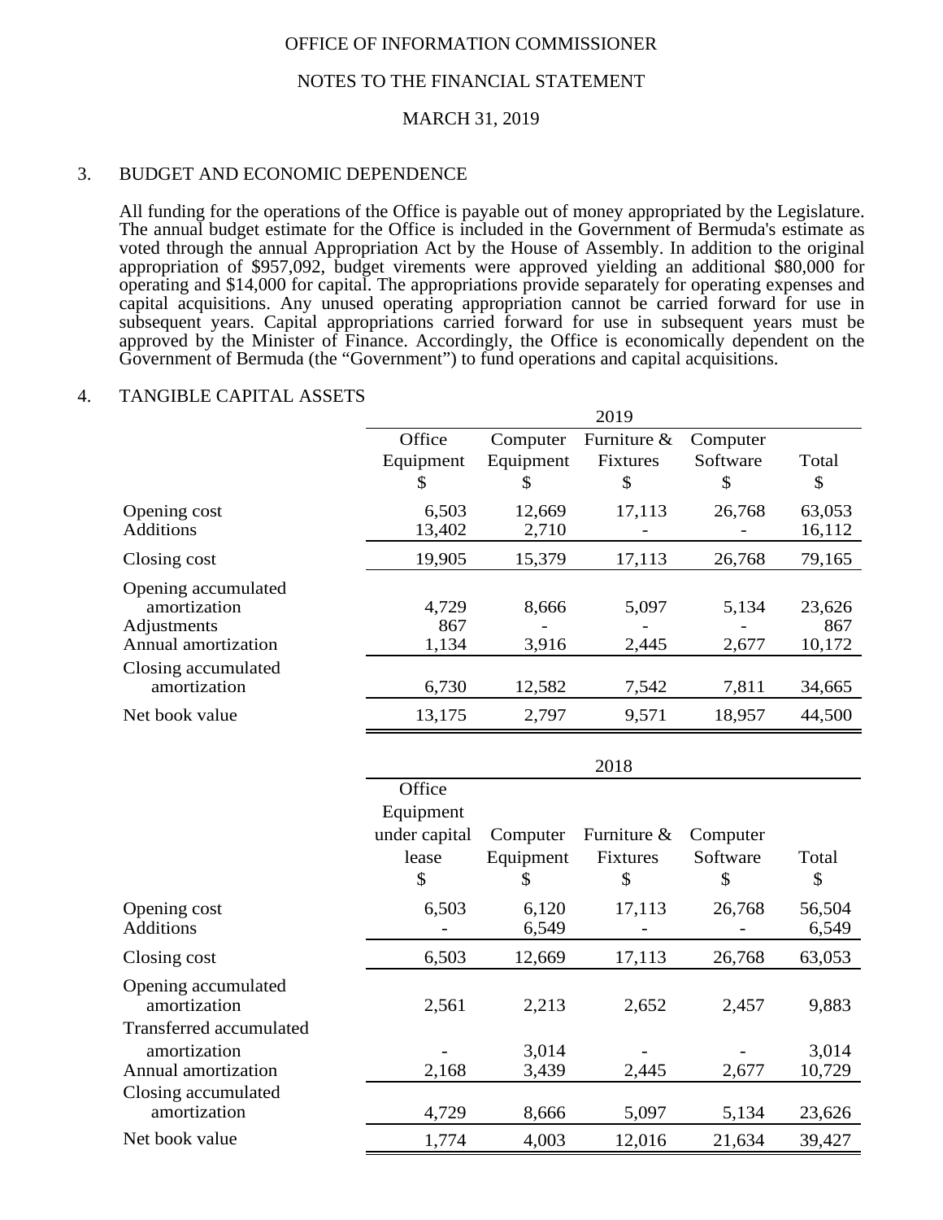OFFICE OF INFORMATION COMMISSIONER

NOTES TO THE FINANCIAL STATEMENT

MARCH 31, 2019

## 3. BUDGET AND ECONOMIC DEPENDENCE

All funding for the operations of the Office is payable out of money appropriated by the Legislature. The annual budget estimate for the Office is included in the Government of Bermuda's estimate as voted through the annual Appropriation Act by the House of Assembly. In addition to the original appropriation of $957,092, budget virements were approved yielding an additional $80,000 for operating and $14,000 for capital. The appropriations provide separately for operating expenses and capital acquisitions. Any unused operating appropriation cannot be carried forward for use in subsequent years. Capital appropriations carried forward for use in subsequent years must be approved by the Minister of Finance. Accordingly, the Office is economically dependent on the Government of Bermuda (the "Government") to fund operations and capital acquisitions.

## 4. TANGIBLE CAPITAL ASSETS

| | 2019 | | | | |
|---|---|---|---|---|---|
| | Office Equipment $ | Computer Equipment $ | Furniture & Fixtures $ | Computer Software $ | Total $ |
| Opening cost | 6,503 | 12,669 | 17,113 | 26,768 | 63,053 |
| Additions | 13,402 | 2,710 | - | - | 16,112 |
| Closing cost | 19,905 | 15,379 | 17,113 | 26,768 | 79,165 |
| Opening accumulated amortization | 4,729 | 8,666 | 5,097 | 5,134 | 23,626 |
| Adjustments | 867 | - | - | - | 867 |
| Annual amortization | 1,134 | 3,916 | 2,445 | 2,677 | 10,172 |
| Closing accumulated amortization | 6,730 | 12,582 | 7,542 | 7,811 | 34,665 |
| Net book value | 13,175 | 2,797 | 9,571 | 18,957 | 44,500 |

| | 2018 | | | | |
|---|---|---|---|---|---|
| | Office Equipment under capital lease $ | Computer Equipment $ | Furniture & Fixtures $ | Computer Software $ | Total $ |
| Opening cost | 6,503 | 6,120 | 17,113 | 26,768 | 56,504 |
| Additions | - | 6,549 | - | - | 6,549 |
| Closing cost | 6,503 | 12,669 | 17,113 | 26,768 | 63,053 |
| Opening accumulated amortization | 2,561 | 2,213 | 2,652 | 2,457 | 9,883 |
| Transferred accumulated amortization | - | 3,014 | - | - | 3,014 |
| Annual amortization | 2,168 | 3,439 | 2,445 | 2,677 | 10,729 |
| Closing accumulated amortization | 4,729 | 8,666 | 5,097 | 5,134 | 23,626 |
| Net book value | 1,774 | 4,003 | 12,016 | 21,634 | 39,427 |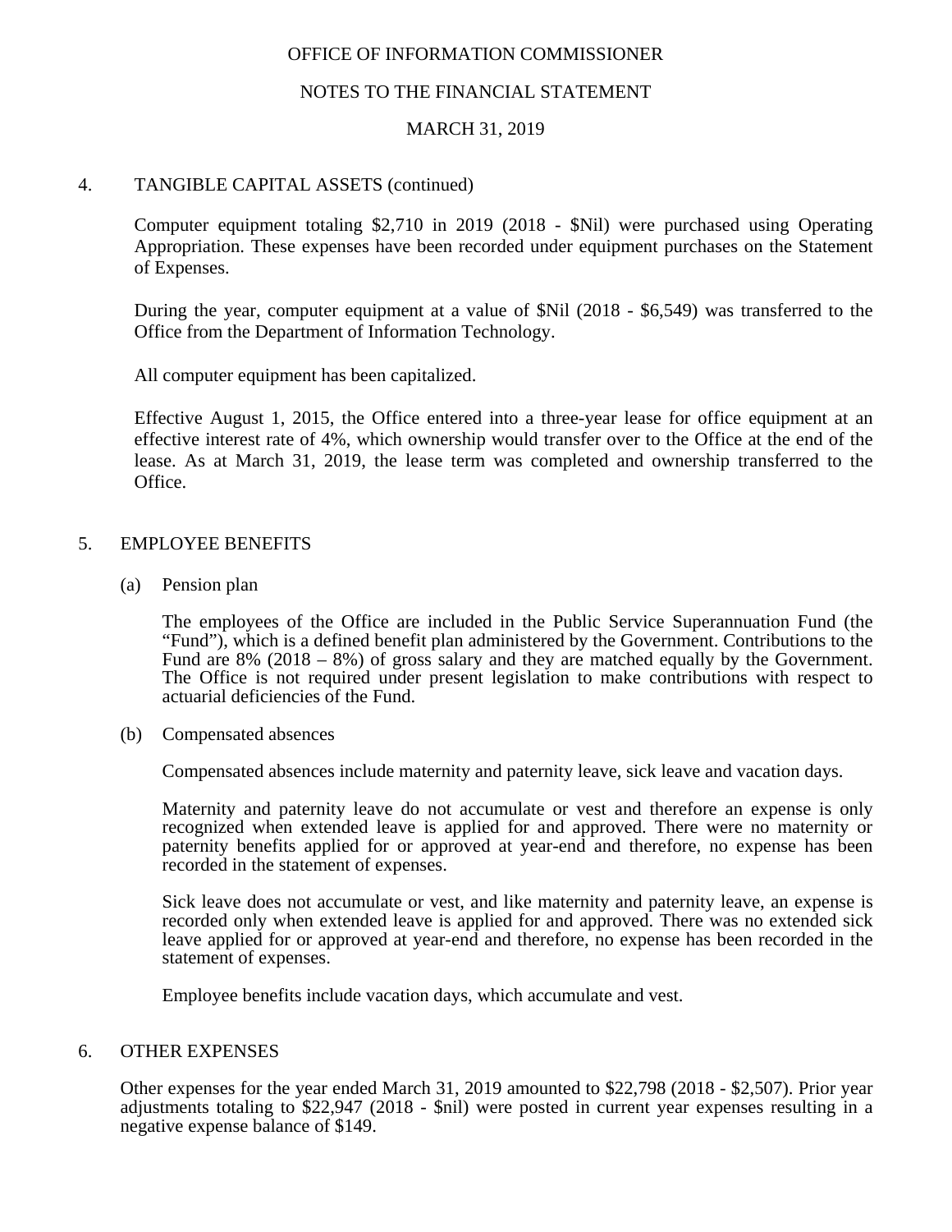OFFICE OF INFORMATION COMMISSIONER

NOTES TO THE FINANCIAL STATEMENT

MARCH 31, 2019

## 4. TANGIBLE CAPITAL ASSETS (continued)

Computer equipment totaling $2,710 in 2019 (2018 - $Nil) were purchased using Operating Appropriation. These expenses have been recorded under equipment purchases on the Statement of Expenses.

During the year, computer equipment at a value of $Nil (2018 - $6,549) was transferred to the Office from the Department of Information Technology.

All computer equipment has been capitalized.

Effective August 1, 2015, the Office entered into a three-year lease for office equipment at an effective interest rate of 4%, which ownership would transfer over to the Office at the end of the lease. As at March 31, 2019, the lease term was completed and ownership transferred to the Office.

## 5. EMPLOYEE BENEFITS

(a) Pension plan

The employees of the Office are included in the Public Service Superannuation Fund (the "Fund"), which is a defined benefit plan administered by the Government. Contributions to the Fund are 8% (2018 – 8%) of gross salary and they are matched equally by the Government. The Office is not required under present legislation to make contributions with respect to actuarial deficiencies of the Fund.

(b) Compensated absences

Compensated absences include maternity and paternity leave, sick leave and vacation days.

Maternity and paternity leave do not accumulate or vest and therefore an expense is only recognized when extended leave is applied for and approved. There were no maternity or paternity benefits applied for or approved at year-end and therefore, no expense has been recorded in the statement of expenses.

Sick leave does not accumulate or vest, and like maternity and paternity leave, an expense is recorded only when extended leave is applied for and approved. There was no extended sick leave applied for or approved at year-end and therefore, no expense has been recorded in the statement of expenses.

Employee benefits include vacation days, which accumulate and vest.

## 6. OTHER EXPENSES

Other expenses for the year ended March 31, 2019 amounted to $22,798 (2018 - $2,507). Prior year adjustments totaling to $22,947 (2018 - $nil) were posted in current year expenses resulting in a negative expense balance of $149.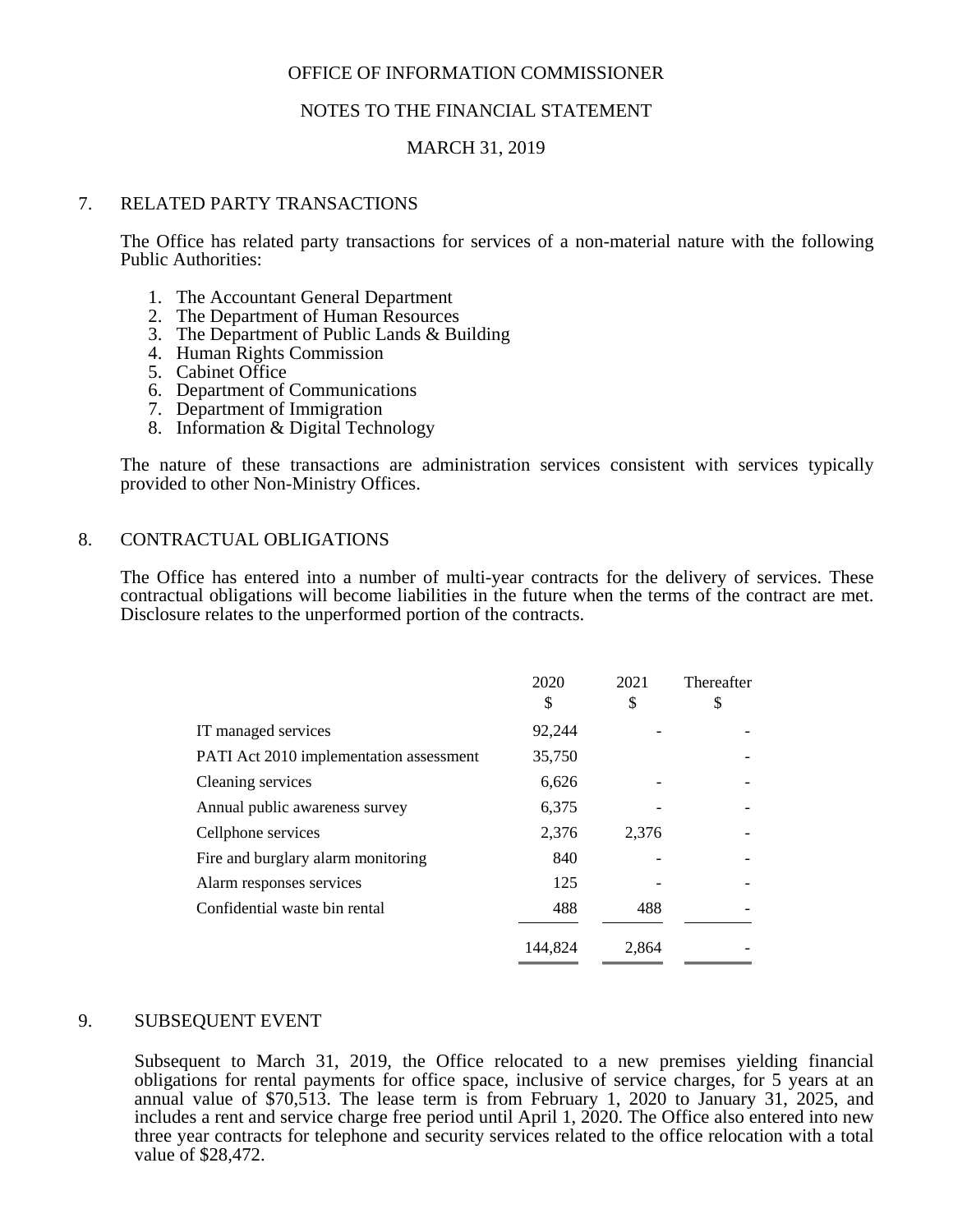OFFICE OF INFORMATION COMMISSIONER

NOTES TO THE FINANCIAL STATEMENT

MARCH 31, 2019

## 7. RELATED PARTY TRANSACTIONS

The Office has related party transactions for services of a non-material nature with the following Public Authorities:

1. The Accountant General Department
2. The Department of Human Resources
3. The Department of Public Lands & Building
4. Human Rights Commission
5. Cabinet Office
6. Department of Communications
7. Department of Immigration
8. Information & Digital Technology

The nature of these transactions are administration services consistent with services typically provided to other Non-Ministry Offices.

## 8. CONTRACTUAL OBLIGATIONS

The Office has entered into a number of multi-year contracts for the delivery of services. These contractual obligations will become liabilities in the future when the terms of the contract are met. Disclosure relates to the unperformed portion of the contracts.

| | 2020<br>$ | 2021<br>$ | Thereafter<br>$ |
|---|---|---|---|
| IT managed services | 92,244 | - | - |
| PATI Act 2010 implementation assessment | 35,750 | | - |
| Cleaning services | 6,626 | - | - |
| Annual public awareness survey | 6,375 | - | - |
| Cellphone services | 2,376 | 2,376 | - |
| Fire and burglary alarm monitoring | 840 | - | - |
| Alarm responses services | 125 | - | - |
| Confidential waste bin rental | 488 | 488 | - |
| | 144,824 | 2,864 | - |

## 9. SUBSEQUENT EVENT

Subsequent to March 31, 2019, the Office relocated to a new premises yielding financial obligations for rental payments for office space, inclusive of service charges, for 5 years at an annual value of $70,513. The lease term is from February 1, 2020 to January 31, 2025, and includes a rent and service charge free period until April 1, 2020. The Office also entered into new three year contracts for telephone and security services related to the office relocation with a total value of $28,472.